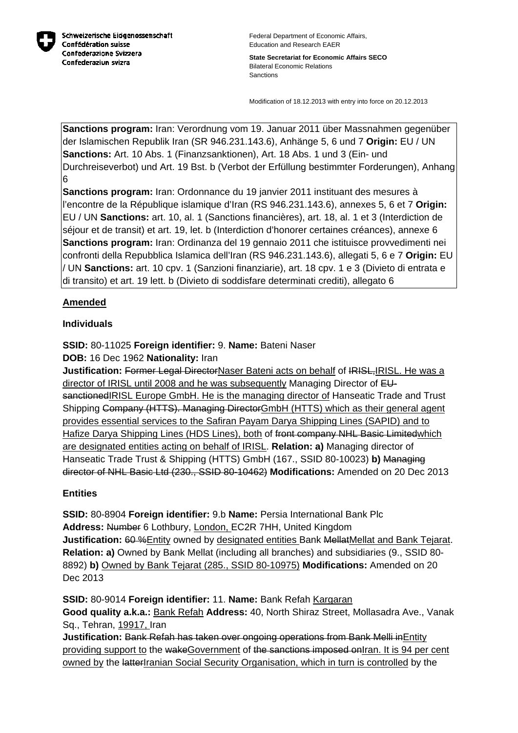Schweizerische Eidgenossenschaft
Confédération suisse
Confederazione Svizzera
Confederaziun svizra

Federal Department of Economic Affairs, Education and Research EAER

**State Secretariat for Economic Affairs SECO**
Bilateral Economic Relations
Sanctions

Modification of 18.12.2013 with entry into force on 20.12.2013

**Sanctions program:** Iran: Verordnung vom 19. Januar 2011 über Massnahmen gegenüber der Islamischen Republik Iran (SR 946.231.143.6), Anhänge 5, 6 und 7 **Origin:** EU / UN **Sanctions:** Art. 10 Abs. 1 (Finanzsanktionen), Art. 18 Abs. 1 und 3 (Ein- und Durchreiseverbot) und Art. 19 Bst. b (Verbot der Erfüllung bestimmter Forderungen), Anhang 6
**Sanctions program:** Iran: Ordonnance du 19 janvier 2011 instituant des mesures à l'encontre de la République islamique d'Iran (RS 946.231.143.6), annexes 5, 6 et 7 **Origin:** EU / UN **Sanctions:** art. 10, al. 1 (Sanctions financières), art. 18, al. 1 et 3 (Interdiction de séjour et de transit) et art. 19, let. b (Interdiction d'honorer certaines créances), annexe 6
**Sanctions program:** Iran: Ordinanza del 19 gennaio 2011 che istituisce provvedimenti nei confronti della Repubblica Islamica dell'Iran (RS 946.231.143.6), allegati 5, 6 e 7 **Origin:** EU / UN **Sanctions:** art. 10 cpv. 1 (Sanzioni finanziarie), art. 18 cpv. 1 e 3 (Divieto di entrata e di transito) et art. 19 lett. b (Divieto di soddisfare determinati crediti), allegato 6

## Amended

### Individuals

**SSID:** 80-11025 **Foreign identifier:** 9. **Name:** Bateni Naser
**DOB:** 16 Dec 1962 **Nationality:** Iran
**Justification:** ~~Former Legal Director~~Naser Bateni acts on behalf of ~~IRISL,~~IRISL. He was a director of IRISL until 2008 and he was subsequently Managing Director of ~~EU-sanctioned~~IRISL Europe GmbH. He is the managing director of Hanseatic Trade and Trust Shipping ~~Company (HTTS). Managing Director~~GmbH (HTTS) which as their general agent provides essential services to the Safiran Payam Darya Shipping Lines (SAPID) and to Hafize Darya Shipping Lines (HDS Lines), both of ~~front company NHL Basic Limited~~which are designated entities acting on behalf of IRISL. **Relation: a)** Managing director of Hanseatic Trade Trust & Shipping (HTTS) GmbH (167., SSID 80-10023) **b)** ~~Managing director of NHL Basic Ltd (230., SSID 80-10462)~~ **Modifications:** Amended on 20 Dec 2013

### Entities

**SSID:** 80-8904 **Foreign identifier:** 9.b **Name:** Persia International Bank Plc
**Address:** ~~Number~~ 6 Lothbury, London, EC2R 7HH, United Kingdom
**Justification:** ~~60 %~~Entity owned by designated entities Bank ~~Mellat~~Mellat and Bank Tejarat. **Relation: a)** Owned by Bank Mellat (including all branches) and subsidiaries (9., SSID 80-8892) **b)** Owned by Bank Tejarat (285., SSID 80-10975) **Modifications:** Amended on 20 Dec 2013

**SSID:** 80-9014 **Foreign identifier:** 11. **Name:** Bank Refah Kargaran
**Good quality a.k.a.:** Bank Refah **Address:** 40, North Shiraz Street, Mollasadra Ave., Vanak Sq., Tehran, 19917, Iran
**Justification:** ~~Bank Refah has taken over ongoing operations from Bank Melli in~~Entity providing support to the ~~wake~~Government of ~~the sanctions imposed on~~Iran. It is 94 per cent owned by the ~~latter~~Iranian Social Security Organisation, which in turn is controlled by the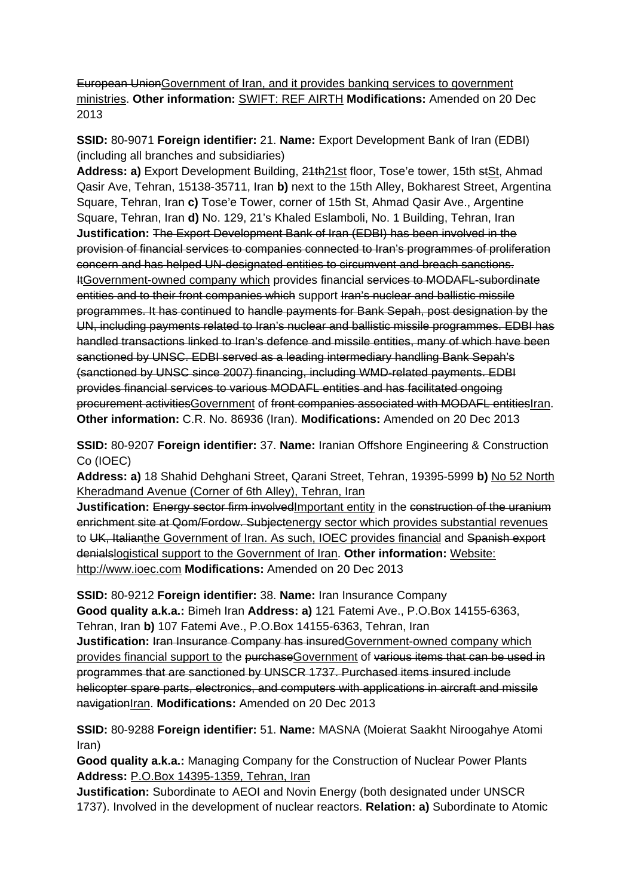~~European Union~~<u>Government of Iran, and it provides banking services to government ministries</u>. **Other information:** <u>SWIFT: REF AIRTH</u> **Modifications:** Amended on 20 Dec 2013

**SSID:** 80-9071 **Foreign identifier:** 21. **Name:** Export Development Bank of Iran (EDBI) (including all branches and subsidiaries)
**Address: a)** Export Development Building, ~~21th~~<u>21st</u> floor, Tose'e tower, 15th ~~st~~<u>St</u>, Ahmad Qasir Ave, Tehran, 15138-35711, Iran **b)** next to the 15th Alley, Bokharest Street, Argentina Square, Tehran, Iran **c)** Tose'e Tower, corner of 15th St, Ahmad Qasir Ave., Argentine Square, Tehran, Iran **d)** No. 129, 21's Khaled Eslamboli, No. 1 Building, Tehran, Iran
**Justification:** ~~The Export Development Bank of Iran (EDBI) has been involved in the provision of financial services to companies connected to Iran's programmes of proliferation concern and has helped UN-designated entities to circumvent and breach sanctions. It~~<u>Government-owned company which</u> provides financial ~~services to MODAFL-subordinate entities and to their front companies which~~ support ~~Iran's nuclear and ballistic missile programmes. It has continued~~ to ~~handle payments for Bank Sepah, post designation by~~ the ~~UN, including payments related to Iran's nuclear and ballistic missile programmes. EDBI has handled transactions linked to Iran's defence and missile entities, many of which have been sanctioned by UNSC. EDBI served as a leading intermediary handling Bank Sepah's (sanctioned by UNSC since 2007) financing, including WMD-related payments. EDBI provides financial services to various MODAFL entities and has facilitated ongoing procurement activities~~<u>Government</u> of ~~front companies associated with MODAFL entities~~<u>Iran</u>. **Other information:** C.R. No. 86936 (Iran). **Modifications:** Amended on 20 Dec 2013

**SSID:** 80-9207 **Foreign identifier:** 37. **Name:** Iranian Offshore Engineering & Construction Co (IOEC)
**Address: a)** 18 Shahid Dehghani Street, Qarani Street, Tehran, 19395-5999 **b)** <u>No 52 North Kheradmand Avenue (Corner of 6th Alley), Tehran, Iran</u>
**Justification:** ~~Energy sector firm involved~~<u>Important entity</u> in the ~~construction of the uranium enrichment site at Qom/Fordow. Subject~~<u>energy sector which provides substantial revenues</u> to ~~UK, Italian~~<u>the Government of Iran. As such, IOEC provides financial</u> and ~~Spanish export denials~~<u>logistical support to the Government of Iran</u>. **Other information:** <u>Website: http://www.ioec.com</u> **Modifications:** Amended on 20 Dec 2013

**SSID:** 80-9212 **Foreign identifier:** 38. **Name:** Iran Insurance Company
**Good quality a.k.a.:** Bimeh Iran **Address: a)** 121 Fatemi Ave., P.O.Box 14155-6363, Tehran, Iran **b)** 107 Fatemi Ave., P.O.Box 14155-6363, Tehran, Iran
**Justification:** ~~Iran Insurance Company has insured~~<u>Government-owned company which provides financial support to</u> the ~~purchase~~<u>Government</u> of ~~various items that can be used in programmes that are sanctioned by UNSCR 1737. Purchased items insured include helicopter spare parts, electronics, and computers with applications in aircraft and missile navigation~~<u>Iran</u>. **Modifications:** Amended on 20 Dec 2013

**SSID:** 80-9288 **Foreign identifier:** 51. **Name:** MASNA (Moierat Saakht Niroogahye Atomi Iran)
**Good quality a.k.a.:** Managing Company for the Construction of Nuclear Power Plants
**Address:** <u>P.O.Box 14395-1359, Tehran, Iran</u>
**Justification:** Subordinate to AEOI and Novin Energy (both designated under UNSCR 1737). Involved in the development of nuclear reactors. **Relation: a)** Subordinate to Atomic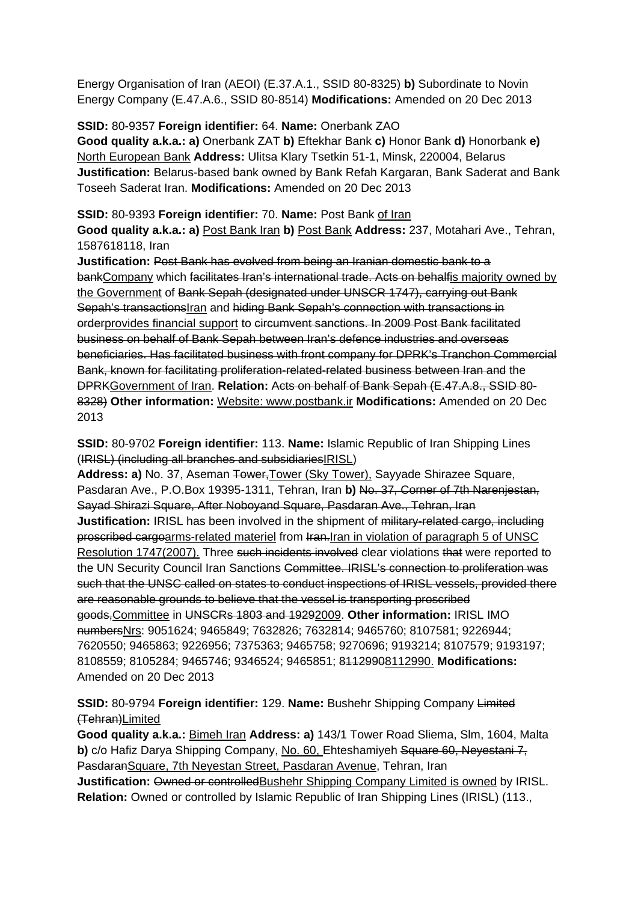Energy Organisation of Iran (AEOI) (E.37.A.1., SSID 80-8325) **b)** Subordinate to Novin Energy Company (E.47.A.6., SSID 80-8514) **Modifications:** Amended on 20 Dec 2013

**SSID:** 80-9357 **Foreign identifier:** 64. **Name:** Onerbank ZAO
**Good quality a.k.a.: a)** Onerbank ZAT **b)** Eftekhar Bank **c)** Honor Bank **d)** Honorbank **e)** North European Bank **Address:** Ulitsa Klary Tsetkin 51-1, Minsk, 220004, Belarus
**Justification:** Belarus-based bank owned by Bank Refah Kargaran, Bank Saderat and Bank Toseeh Saderat Iran. **Modifications:** Amended on 20 Dec 2013

**SSID:** 80-9393 **Foreign identifier:** 70. **Name:** Post Bank of Iran
**Good quality a.k.a.: a)** Post Bank Iran **b)** Post Bank **Address:** 237, Motahari Ave., Tehran, 1587618118, Iran
**Justification:** ~~Post Bank has evolved from being an Iranian domestic bank to a bank~~Company which ~~facilitates Iran's international trade. Acts on behalf~~is majority owned by the Government of ~~Bank Sepah (designated under UNSCR 1747), carrying out Bank Sepah's transactions~~Iran and ~~hiding Bank Sepah's connection with transactions in order~~provides financial support to ~~circumvent sanctions. In 2009 Post Bank facilitated business on behalf of Bank Sepah between Iran's defence industries and overseas beneficiaries. Has facilitated business with front company for DPRK's Tranchon Commercial Bank, known for facilitating proliferation-related-related business between Iran and~~ the ~~DPRK~~Government of Iran. **Relation:** ~~Acts on behalf of Bank Sepah (E.47.A.8., SSID 80-8328)~~ **Other information:** Website: www.postbank.ir **Modifications:** Amended on 20 Dec 2013

**SSID:** 80-9702 **Foreign identifier:** 113. **Name:** Islamic Republic of Iran Shipping Lines (~~IRISL) (including all branches and subsidiaries~~IRISL)
**Address: a)** No. 37, Aseman ~~Tower,~~Tower (Sky Tower), Sayyade Shirazee Square, Pasdaran Ave., P.O.Box 19395-1311, Tehran, Iran **b)** ~~No. 37, Corner of 7th Narenjestan, Sayad Shirazi Square, After Noboyand Square, Pasdaran Ave., Tehran, Iran~~
**Justification:** IRISL has been involved in the shipment of ~~military-related cargo, including proscribed cargo~~arms-related materiel from ~~Iran.~~Iran in violation of paragraph 5 of UNSC Resolution 1747(2007). Three ~~such incidents involved~~ clear violations ~~that~~ were reported to the UN Security Council Iran Sanctions ~~Committee. IRISL's connection to proliferation was such that the UNSC called on states to conduct inspections of IRISL vessels, provided there are reasonable grounds to believe that the vessel is transporting proscribed goods,~~Committee in ~~UNSCRs 1803 and 1929~~2009. **Other information:** IRISL IMO ~~numbers~~Nrs: 9051624; 9465849; 7632826; 7632814; 9465760; 8107581; 9226944; 7620550; 9465863; 9226956; 7375363; 9465758; 9270696; 9193214; 8107579; 9193197; 8108559; 8105284; 9465746; 9346524; 9465851; ~~8112990~~8112990. **Modifications:** Amended on 20 Dec 2013

**SSID:** 80-9794 **Foreign identifier:** 129. **Name:** Bushehr Shipping Company ~~Limited (Tehran)~~Limited
**Good quality a.k.a.:** Bimeh Iran **Address: a)** 143/1 Tower Road Sliema, Slm, 1604, Malta **b)** c/o Hafiz Darya Shipping Company, No. 60, Ehteshamiyeh ~~Square 60, Neyestani 7, Pasdaran~~Square, 7th Neyestan Street, Pasdaran Avenue, Tehran, Iran
**Justification:** ~~Owned or controlled~~Bushehr Shipping Company Limited is owned by IRISL. **Relation:** Owned or controlled by Islamic Republic of Iran Shipping Lines (IRISL) (113.,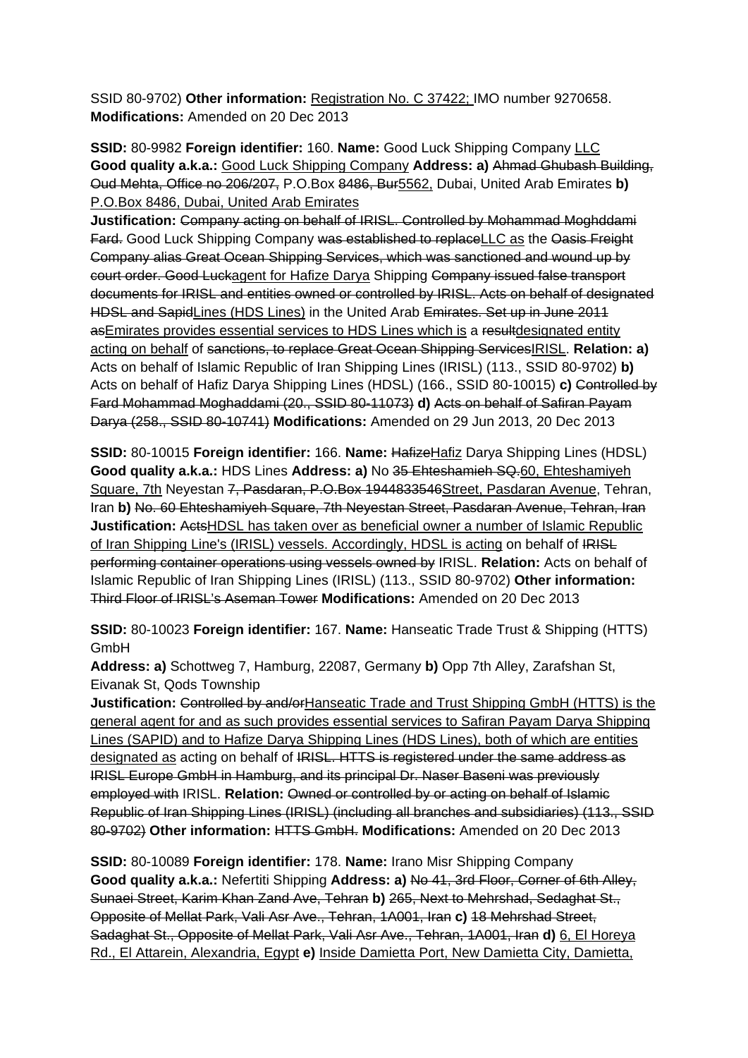SSID 80-9702) **Other information:** <u>Registration No. C 37422;</u> IMO number 9270658. **Modifications:** Amended on 20 Dec 2013

**SSID:** 80-9982 **Foreign identifier:** 160. **Name:** Good Luck Shipping Company <u>LLC</u> **Good quality a.k.a.:** <u>Good Luck Shipping Company</u> **Address: a)** ~~Ahmad Ghubash Building, Oud Mehta, Office no 206/207,~~ P.O.Box ~~8486, Bur~~<u>5562,</u> Dubai, United Arab Emirates **b)** <u>P.O.Box 8486, Dubai, United Arab Emirates</u>
**Justification:** ~~Company acting on behalf of IRISL. Controlled by Mohammad Moghddami Fard.~~ Good Luck Shipping Company ~~was established to replace~~<u>LLC as</u> the ~~Oasis Freight Company alias Great Ocean Shipping Services, which was sanctioned and wound up by court order. Good Luck~~<u>agent for Hafize Darya</u> Shipping ~~Company issued false transport documents for IRISL and entities owned or controlled by IRISL. Acts on behalf of designated HDSL and Sapid~~<u>Lines (HDS Lines)</u> in the United Arab ~~Emirates. Set up in June 2011 as~~<u>Emirates provides essential services to HDS Lines which is</u> a ~~result~~<u>designated entity acting on behalf</u> of ~~sanctions, to replace Great Ocean Shipping Services~~<u>IRISL</u>. **Relation: a)** Acts on behalf of Islamic Republic of Iran Shipping Lines (IRISL) (113., SSID 80-9702) **b)** Acts on behalf of Hafiz Darya Shipping Lines (HDSL) (166., SSID 80-10015) **c)** ~~Controlled by Fard Mohammad Moghaddami (20., SSID 80-11073)~~ **d)** ~~Acts on behalf of Safiran Payam Darya (258., SSID 80-10741)~~ **Modifications:** Amended on 29 Jun 2013, 20 Dec 2013

**SSID:** 80-10015 **Foreign identifier:** 166. **Name:** ~~Hafize~~<u>Hafiz</u> Darya Shipping Lines (HDSL) **Good quality a.k.a.:** HDS Lines **Address: a)** No ~~35 Ehteshamieh SQ.~~<u>60, Ehteshamiyeh Square, 7th</u> Neyestan ~~7, Pasdaran, P.O.Box 1944833546~~<u>Street, Pasdaran Avenue</u>, Tehran, Iran **b)** ~~No. 60 Ehteshamiyeh Square, 7th Neyestan Street, Pasdaran Avenue, Tehran, Iran~~ **Justification:** ~~Acts~~<u>HDSL has taken over as beneficial owner a number of Islamic Republic of Iran Shipping Line's (IRISL) vessels. Accordingly, HDSL is acting</u> on behalf of ~~IRISL performing container operations using vessels owned by~~ IRISL. **Relation:** Acts on behalf of Islamic Republic of Iran Shipping Lines (IRISL) (113., SSID 80-9702) **Other information:** ~~Third Floor of IRISL's Aseman Tower~~ **Modifications:** Amended on 20 Dec 2013

**SSID:** 80-10023 **Foreign identifier:** 167. **Name:** Hanseatic Trade Trust & Shipping (HTTS) GmbH
**Address: a)** Schottweg 7, Hamburg, 22087, Germany **b)** Opp 7th Alley, Zarafshan St, Eivanak St, Qods Township
**Justification:** ~~Controlled by and/or~~<u>Hanseatic Trade and Trust Shipping GmbH (HTTS) is the general agent for and as such provides essential services to Safiran Payam Darya Shipping Lines (SAPID) and to Hafize Darya Shipping Lines (HDS Lines), both of which are entities designated as</u> acting on behalf of ~~IRISL. HTTS is registered under the same address as IRISL Europe GmbH in Hamburg, and its principal Dr. Naser Baseni was previously employed with~~ IRISL. **Relation:** ~~Owned or controlled by or acting on behalf of Islamic Republic of Iran Shipping Lines (IRISL) (including all branches and subsidiaries) (113., SSID 80-9702)~~ **Other information:** ~~HTTS GmbH.~~ **Modifications:** Amended on 20 Dec 2013

**SSID:** 80-10089 **Foreign identifier:** 178. **Name:** Irano Misr Shipping Company **Good quality a.k.a.:** Nefertiti Shipping **Address: a)** ~~No 41, 3rd Floor, Corner of 6th Alley, Sunaei Street, Karim Khan Zand Ave, Tehran~~ **b)** ~~265, Next to Mehrshad, Sedaghat St., Opposite of Mellat Park, Vali Asr Ave., Tehran, 1A001, Iran~~ **c)** ~~18 Mehrshad Street, Sadaghat St., Opposite of Mellat Park, Vali Asr Ave., Tehran, 1A001, Iran~~ **d)** <u>6, El Horeya Rd., El Attarein, Alexandria, Egypt</u> **e)** <u>Inside Damietta Port, New Damietta City, Damietta,</u>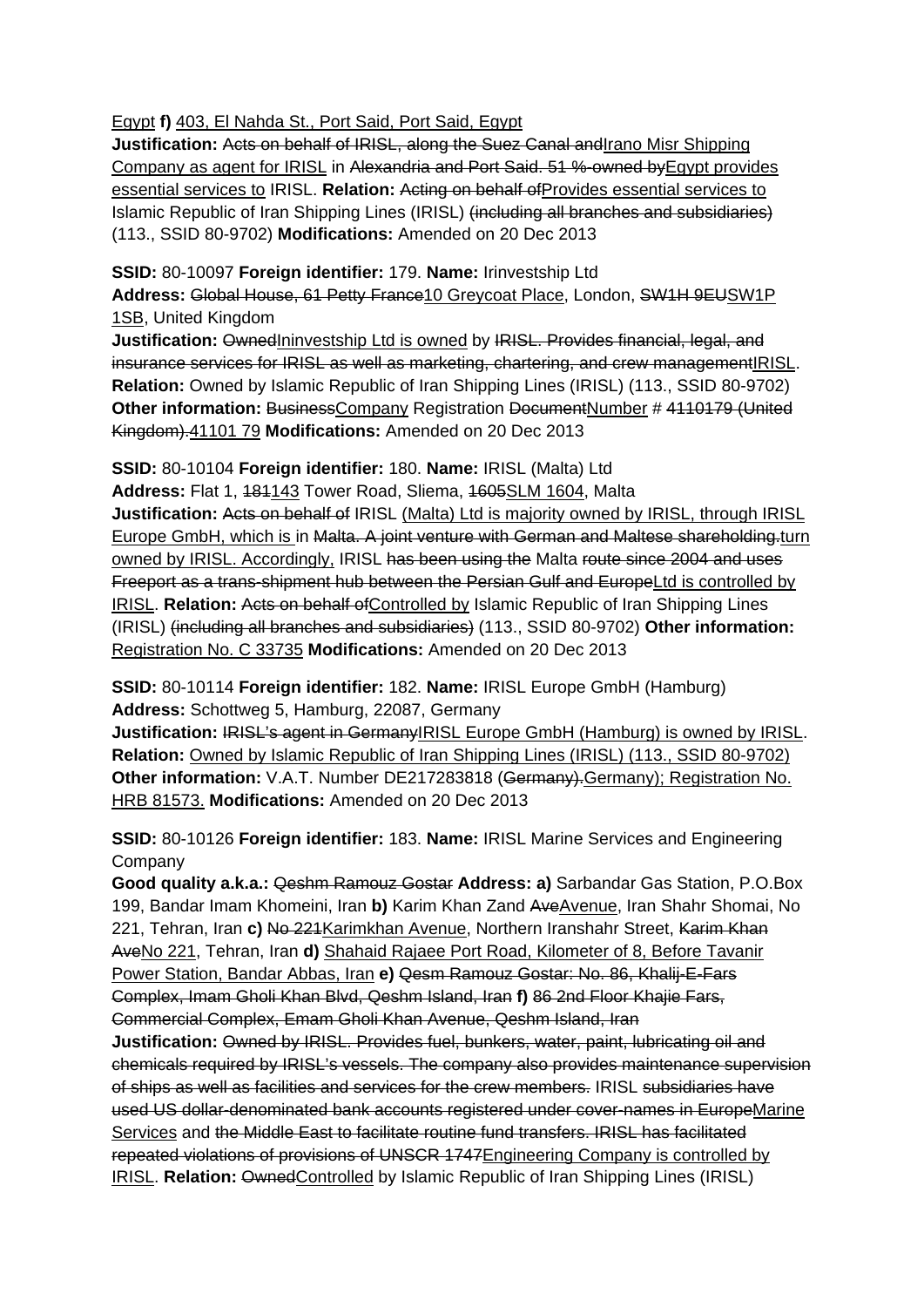Egypt **f)** 403, El Nahda St., Port Said, Port Said, Egypt
**Justification:** ~~Acts on behalf of IRISL, along the Suez Canal and~~Irano Misr Shipping Company as agent for IRISL in ~~Alexandria and Port Said. 51 %-owned by~~Egypt provides essential services to IRISL. **Relation:** ~~Acting on behalf of~~Provides essential services to Islamic Republic of Iran Shipping Lines (IRISL) ~~(including all branches and subsidiaries)~~ (113., SSID 80-9702) **Modifications:** Amended on 20 Dec 2013

**SSID:** 80-10097 **Foreign identifier:** 179. **Name:** Irinvestship Ltd
**Address:** ~~Global House, 61 Petty France~~10 Greycoat Place, London, ~~SW1H 9EU~~SW1P 1SB, United Kingdom
**Justification:** ~~Owned~~Irinvestship Ltd is owned by ~~IRISL. Provides financial, legal, and insurance services for IRISL as well as marketing, chartering, and crew management~~IRISL. **Relation:** Owned by Islamic Republic of Iran Shipping Lines (IRISL) (113., SSID 80-9702) **Other information:** ~~Business~~Company Registration ~~Document~~Number # ~~4110179 (United Kingdom).~~41101 79 **Modifications:** Amended on 20 Dec 2013

**SSID:** 80-10104 **Foreign identifier:** 180. **Name:** IRISL (Malta) Ltd
**Address:** Flat 1, ~~181~~143 Tower Road, Sliema, ~~1605~~SLM 1604, Malta
**Justification:** ~~Acts on behalf of~~ IRISL (Malta) Ltd is majority owned by IRISL, through IRISL Europe GmbH, which is in ~~Malta. A joint venture with German and Maltese shareholding.~~turn owned by IRISL. Accordingly, IRISL ~~has been using the~~ Malta ~~route since 2004 and uses Freeport as a trans-shipment hub between the Persian Gulf and Europe~~Ltd is controlled by IRISL. **Relation:** ~~Acts on behalf of~~Controlled by Islamic Republic of Iran Shipping Lines (IRISL) ~~(including all branches and subsidiaries)~~ (113., SSID 80-9702) **Other information:** Registration No. C 33735 **Modifications:** Amended on 20 Dec 2013

**SSID:** 80-10114 **Foreign identifier:** 182. **Name:** IRISL Europe GmbH (Hamburg)
**Address:** Schottweg 5, Hamburg, 22087, Germany
**Justification:** ~~IRISL's agent in Germany~~IRISL Europe GmbH (Hamburg) is owned by IRISL. **Relation:** Owned by Islamic Republic of Iran Shipping Lines (IRISL) (113., SSID 80-9702) **Other information:** V.A.T. Number DE217283818 (~~Germany).~~Germany); Registration No. HRB 81573. **Modifications:** Amended on 20 Dec 2013

**SSID:** 80-10126 **Foreign identifier:** 183. **Name:** IRISL Marine Services and Engineering Company
**Good quality a.k.a.:** ~~Qeshm Ramouz Gostar~~ **Address: a)** Sarbandar Gas Station, P.O.Box 199, Bandar Imam Khomeini, Iran **b)** Karim Khan Zand ~~Ave~~Avenue, Iran Shahr Shomai, No 221, Tehran, Iran **c)** ~~No 221~~Karimkhan Avenue, Northern Iranshahr Street, ~~Karim Khan Ave~~No 221, Tehran, Iran **d)** Shahaid Rajaee Port Road, Kilometer of 8, Before Tavanir Power Station, Bandar Abbas, Iran **e)** ~~Qesm Ramouz Gostar: No. 86, Khalij-E-Fars Complex, Imam Gholi Khan Blvd, Qeshm Island, Iran~~ **f)** ~~86 2nd Floor Khajie Fars, Commercial Complex, Emam Gholi Khan Avenue, Qeshm Island, Iran~~
**Justification:** ~~Owned by IRISL. Provides fuel, bunkers, water, paint, lubricating oil and chemicals required by IRISL's vessels. The company also provides maintenance supervision of ships as well as facilities and services for the crew members.~~ IRISL ~~subsidiaries have used US dollar-denominated bank accounts registered under cover-names in Europe~~Marine Services and ~~the Middle East to facilitate routine fund transfers. IRISL has facilitated repeated violations of provisions of UNSCR 1747~~Engineering Company is controlled by IRISL. **Relation:** ~~Owned~~Controlled by Islamic Republic of Iran Shipping Lines (IRISL)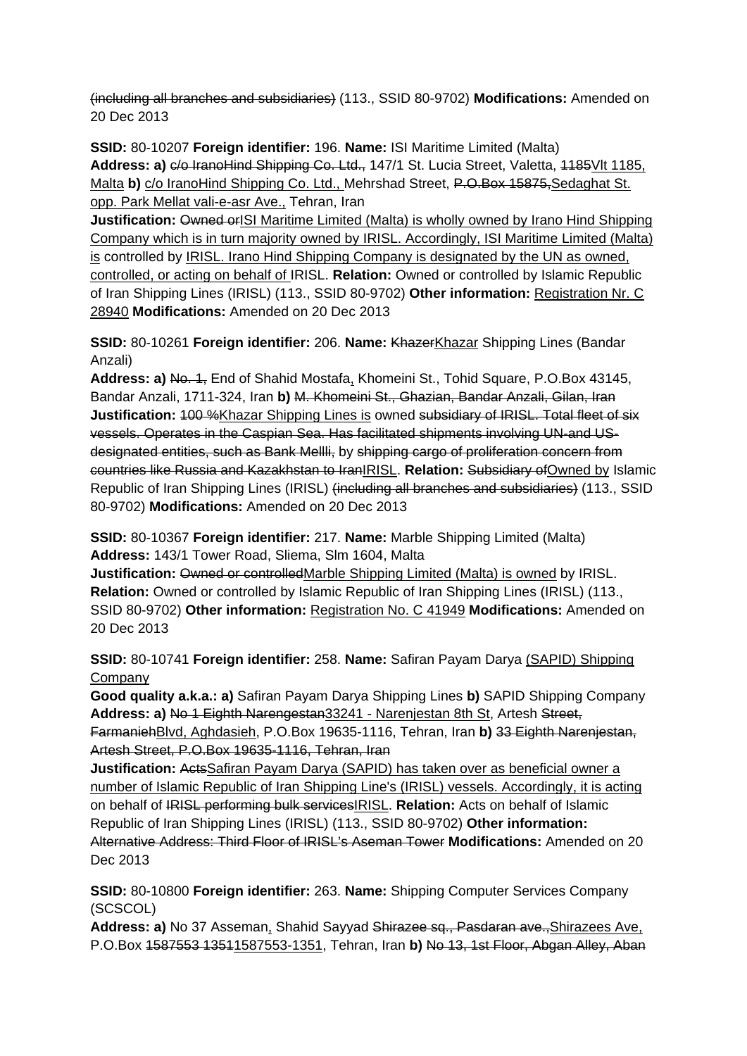~~(including all branches and subsidiaries)~~ (113., SSID 80-9702) **Modifications:** Amended on 20 Dec 2013

**SSID:** 80-10207 **Foreign identifier:** 196. **Name:** ISI Maritime Limited (Malta)
**Address: a)** ~~c/o IranoHind Shipping Co. Ltd.,~~ 147/1 St. Lucia Street, Valetta, ~~1185~~<u>Vlt 1185, Malta</u> **b)** <u>c/o IranoHind Shipping Co. Ltd.,</u> Mehrshad Street, ~~P.O.Box 15875,~~<u>Sedaghat St. opp. Park Mellat vali-e-asr Ave.,</u> Tehran, Iran
**Justification:** ~~Owned or~~<u>ISI Maritime Limited (Malta) is wholly owned by Irano Hind Shipping Company which is in turn majority owned by IRISL. Accordingly, ISI Maritime Limited (Malta) is</u> controlled by <u>IRISL. Irano Hind Shipping Company is designated by the UN as owned, controlled, or acting on behalf of</u> IRISL. **Relation:** Owned or controlled by Islamic Republic of Iran Shipping Lines (IRISL) (113., SSID 80-9702) **Other information:** <u>Registration Nr. C 28940</u> **Modifications:** Amended on 20 Dec 2013

**SSID:** 80-10261 **Foreign identifier:** 206. **Name:** ~~Khazer~~<u>Khazar</u> Shipping Lines (Bandar Anzali)
**Address: a)** ~~No. 1,~~ End of Shahid Mostafa<u>,</u> Khomeini St., Tohid Square, P.O.Box 43145, Bandar Anzali, 1711-324, Iran **b)** ~~M. Khomeini St., Ghazian, Bandar Anzali, Gilan, Iran~~
**Justification:** ~~100 %~~<u>Khazar Shipping Lines is</u> owned ~~subsidiary of IRISL. Total fleet of six vessels. Operates in the Caspian Sea. Has facilitated shipments involving UN-and US-designated entities, such as Bank Mellli,~~ by ~~shipping cargo of proliferation concern from countries like Russia and Kazakhstan to Iran~~<u>IRISL</u>. **Relation:** ~~Subsidiary of~~<u>Owned by</u> Islamic Republic of Iran Shipping Lines (IRISL) ~~(including all branches and subsidiaries)~~ (113., SSID 80-9702) **Modifications:** Amended on 20 Dec 2013

**SSID:** 80-10367 **Foreign identifier:** 217. **Name:** Marble Shipping Limited (Malta)
**Address:** 143/1 Tower Road, Sliema, Slm 1604, Malta
**Justification:** ~~Owned or controlled~~<u>Marble Shipping Limited (Malta) is owned</u> by IRISL. **Relation:** Owned or controlled by Islamic Republic of Iran Shipping Lines (IRISL) (113., SSID 80-9702) **Other information:** <u>Registration No. C 41949</u> **Modifications:** Amended on 20 Dec 2013

**SSID:** 80-10741 **Foreign identifier:** 258. **Name:** Safiran Payam Darya <u>(SAPID) Shipping Company</u>
**Good quality a.k.a.: a)** Safiran Payam Darya Shipping Lines **b)** SAPID Shipping Company
**Address: a)** ~~No 1 Eighth Narengestan~~<u>33241 - Narenjestan 8th St</u>, Artesh ~~Street, Farmanieh~~<u>Blvd, Aghdasieh</u>, P.O.Box 19635-1116, Tehran, Iran **b)** ~~33 Eighth Narenjestan, Artesh Street, P.O.Box 19635-1116, Tehran, Iran~~
**Justification:** ~~Acts~~<u>Safiran Payam Darya (SAPID) has taken over as beneficial owner a number of Islamic Republic of Iran Shipping Line's (IRISL) vessels. Accordingly, it is acting</u> on behalf of ~~IRISL performing bulk services~~<u>IRISL</u>. **Relation:** Acts on behalf of Islamic Republic of Iran Shipping Lines (IRISL) (113., SSID 80-9702) **Other information:** ~~Alternative Address: Third Floor of IRISL's Aseman Tower~~ **Modifications:** Amended on 20 Dec 2013

**SSID:** 80-10800 **Foreign identifier:** 263. **Name:** Shipping Computer Services Company (SCSCOL)
**Address: a)** No 37 Asseman<u>,</u> Shahid Sayyad ~~Shirazee sq., Pasdaran ave.,~~<u>Shirazees Ave,</u> P.O.Box ~~1587553 1351~~<u>1587553-1351</u>, Tehran, Iran **b)** ~~No 13, 1st Floor, Abgan Alley, Aban~~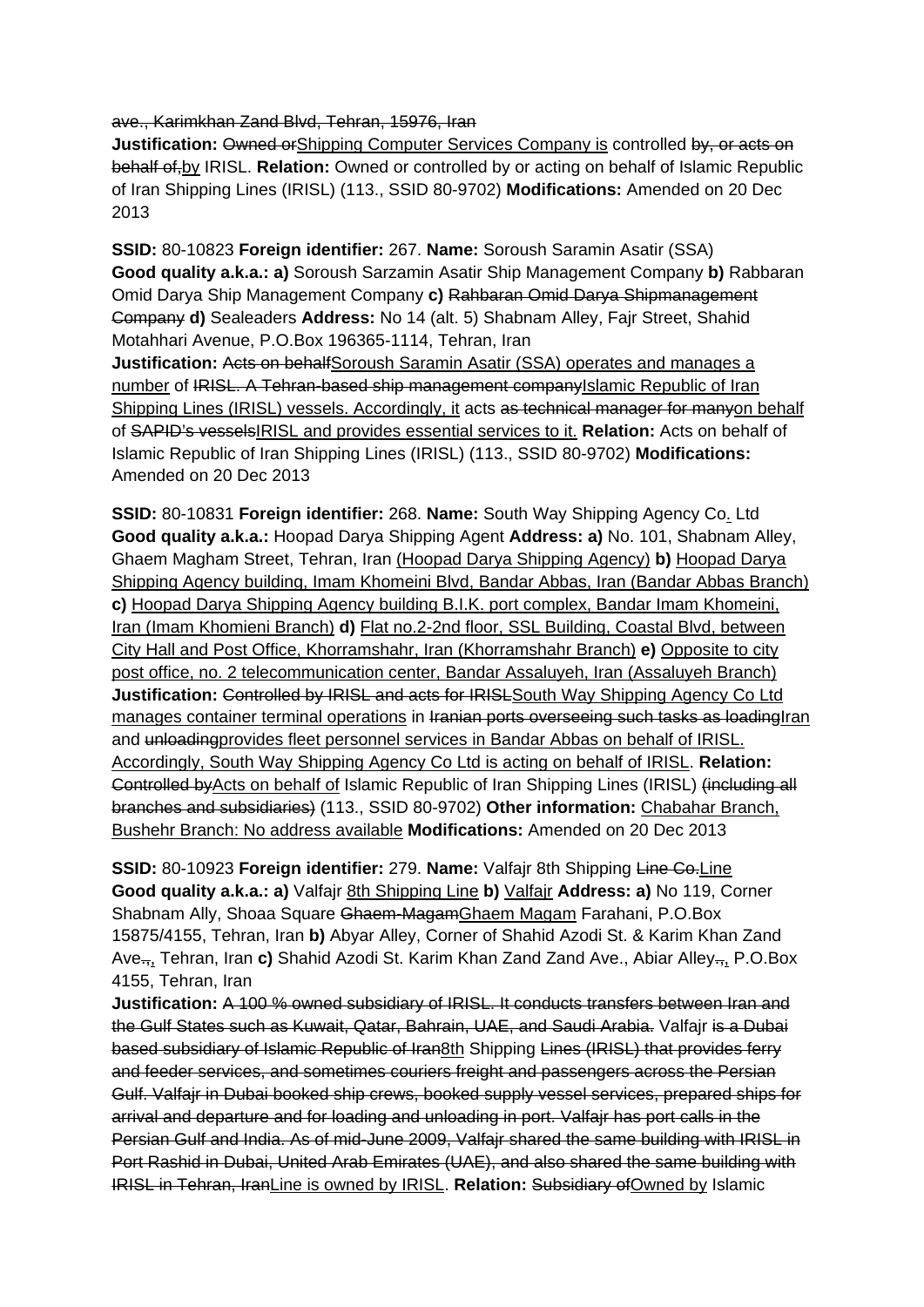~~ave., Karimkhan Zand Blvd, Tehran, 15976, Iran~~

**Justification:** ~~Owned or~~<u>Shipping Computer Services Company is</u> controlled ~~by, or acts on behalf of,~~<u>by</u> IRISL. **Relation:** Owned or controlled by or acting on behalf of Islamic Republic of Iran Shipping Lines (IRISL) (113., SSID 80-9702) **Modifications:** Amended on 20 Dec 2013

**SSID:** 80-10823 **Foreign identifier:** 267. **Name:** Soroush Saramin Asatir (SSA) **Good quality a.k.a.: a)** Soroush Sarzamin Asatir Ship Management Company **b)** Rabbaran Omid Darya Ship Management Company **c)** ~~Rahbaran Omid Darya Shipmanagement Company~~ **d)** Sealeaders **Address:** No 14 (alt. 5) Shabnam Alley, Fajr Street, Shahid Motahhari Avenue, P.O.Box 196365-1114, Tehran, Iran

**Justification:** ~~Acts on behalf~~<u>Soroush Saramin Asatir (SSA) operates and manages a number</u> of ~~IRISL. A Tehran-based ship management company~~<u>Islamic Republic of Iran Shipping Lines (IRISL) vessels. Accordingly, it</u> acts ~~as technical manager for many~~<u>on behalf</u> of ~~SAPID's vessels~~<u>IRISL and provides essential services to it.</u> **Relation:** Acts on behalf of Islamic Republic of Iran Shipping Lines (IRISL) (113., SSID 80-9702) **Modifications:** Amended on 20 Dec 2013

**SSID:** 80-10831 **Foreign identifier:** 268. **Name:** South Way Shipping Agency Co<u>.</u> Ltd **Good quality a.k.a.:** Hoopad Darya Shipping Agent **Address: a)** No. 101, Shabnam Alley, Ghaem Magham Street, Tehran, Iran <u>(Hoopad Darya Shipping Agency)</u> **b)** <u>Hoopad Darya Shipping Agency building, Imam Khomeini Blvd, Bandar Abbas, Iran (Bandar Abbas Branch)</u> **c)** <u>Hoopad Darya Shipping Agency building B.I.K. port complex, Bandar Imam Khomeini, Iran (Imam Khomieni Branch)</u> **d)** <u>Flat no.2-2nd floor, SSL Building, Coastal Blvd, between City Hall and Post Office, Khorramshahr, Iran (Khorramshahr Branch)</u> **e)** <u>Opposite to city post office, no. 2 telecommunication center, Bandar Assaluyeh, Iran (Assaluyeh Branch)</u> **Justification:** ~~Controlled by IRISL and acts for IRISL~~<u>South Way Shipping Agency Co Ltd manages container terminal operations</u> in ~~Iranian ports overseeing such tasks as loading~~<u>Iran</u> and ~~unloading~~<u>provides fleet personnel services in Bandar Abbas on behalf of IRISL. Accordingly, South Way Shipping Agency Co Ltd is acting on behalf of IRISL</u>. **Relation:** ~~Controlled by~~<u>Acts on behalf of</u> Islamic Republic of Iran Shipping Lines (IRISL) ~~(including all branches and subsidiaries)~~ (113., SSID 80-9702) **Other information:** <u>Chabahar Branch, Bushehr Branch: No address available</u> **Modifications:** Amended on 20 Dec 2013

**SSID:** 80-10923 **Foreign identifier:** 279. **Name:** Valfajr 8th Shipping ~~Line Co.~~<u>Line</u> **Good quality a.k.a.: a)** Valfajr <u>8th Shipping Line</u> **b)** <u>Valfajr</u> **Address: a)** No 119, Corner Shabnam Ally, Shoaa Square ~~Ghaem-Magam~~<u>Ghaem Magam</u> Farahani, P.O.Box 15875/4155, Tehran, Iran **b)** Abyar Alley, Corner of Shahid Azodi St. & Karim Khan Zand Ave~~.,~~<u>.,</u> Tehran, Iran **c)** Shahid Azodi St. Karim Khan Zand Zand Ave., Abiar Alley~~.,~~<u>,</u> P.O.Box 4155, Tehran, Iran

**Justification:** ~~A 100 % owned subsidiary of IRISL. It conducts transfers between Iran and the Gulf States such as Kuwait, Qatar, Bahrain, UAE, and Saudi Arabia.~~ Valfajr ~~is a Dubai based subsidiary of Islamic Republic of Iran~~<u>8th</u> Shipping ~~Lines (IRISL) that provides ferry and feeder services, and sometimes couriers freight and passengers across the Persian Gulf. Valfajr in Dubai booked ship crews, booked supply vessel services, prepared ships for arrival and departure and for loading and unloading in port. Valfajr has port calls in the Persian Gulf and India. As of mid-June 2009, Valfajr shared the same building with IRISL in Port Rashid in Dubai, United Arab Emirates (UAE), and also shared the same building with IRISL in Tehran, Iran~~<u>Line is owned by IRISL</u>. **Relation:** ~~Subsidiary of~~<u>Owned by</u> Islamic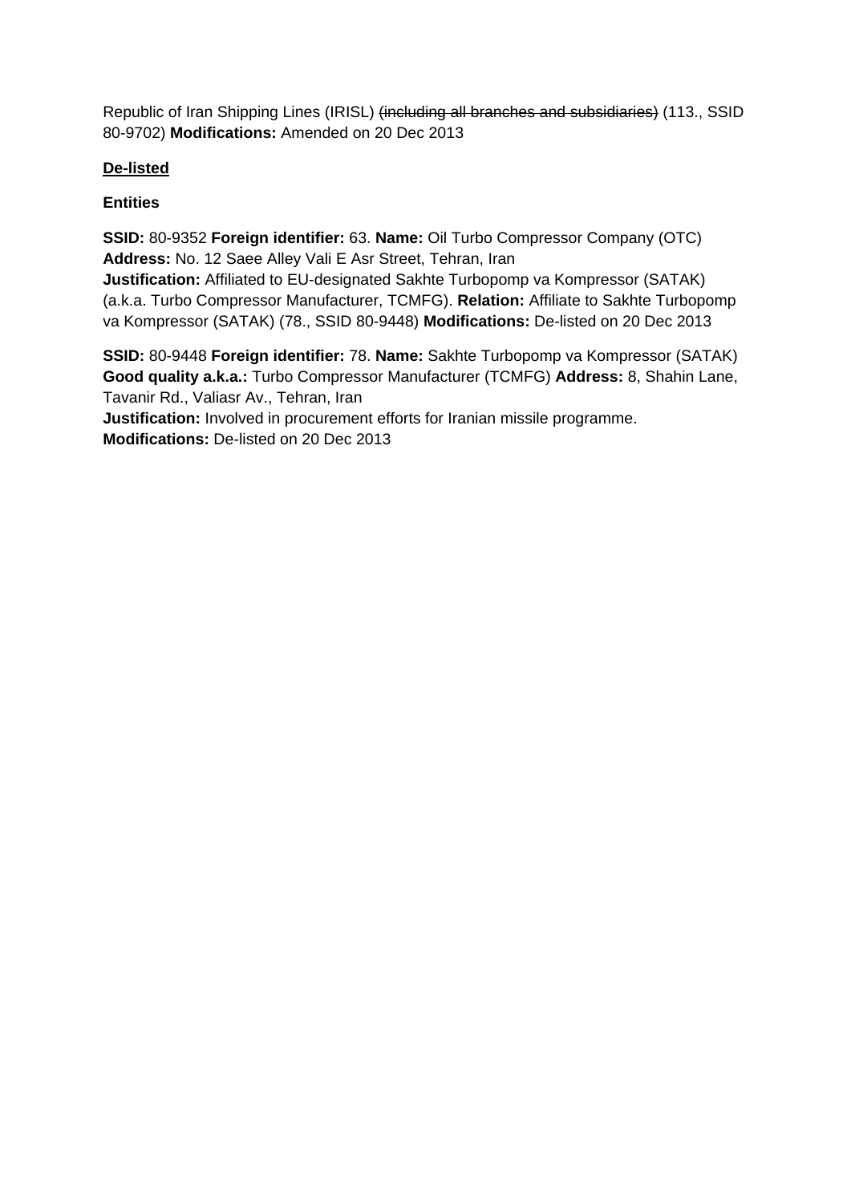Republic of Iran Shipping Lines (IRISL) ~~(including all branches and subsidiaries)~~ (113., SSID 80-9702) **Modifications:** Amended on 20 Dec 2013

**De-listed**

**Entities**

**SSID:** 80-9352 **Foreign identifier:** 63. **Name:** Oil Turbo Compressor Company (OTC) **Address:** No. 12 Saee Alley Vali E Asr Street, Tehran, Iran
**Justification:** Affiliated to EU-designated Sakhte Turbopomp va Kompressor (SATAK) (a.k.a. Turbo Compressor Manufacturer, TCMFG). **Relation:** Affiliate to Sakhte Turbopomp va Kompressor (SATAK) (78., SSID 80-9448) **Modifications:** De-listed on 20 Dec 2013

**SSID:** 80-9448 **Foreign identifier:** 78. **Name:** Sakhte Turbopomp va Kompressor (SATAK) **Good quality a.k.a.:** Turbo Compressor Manufacturer (TCMFG) **Address:** 8, Shahin Lane, Tavanir Rd., Valiasr Av., Tehran, Iran
**Justification:** Involved in procurement efforts for Iranian missile programme.
**Modifications:** De-listed on 20 Dec 2013